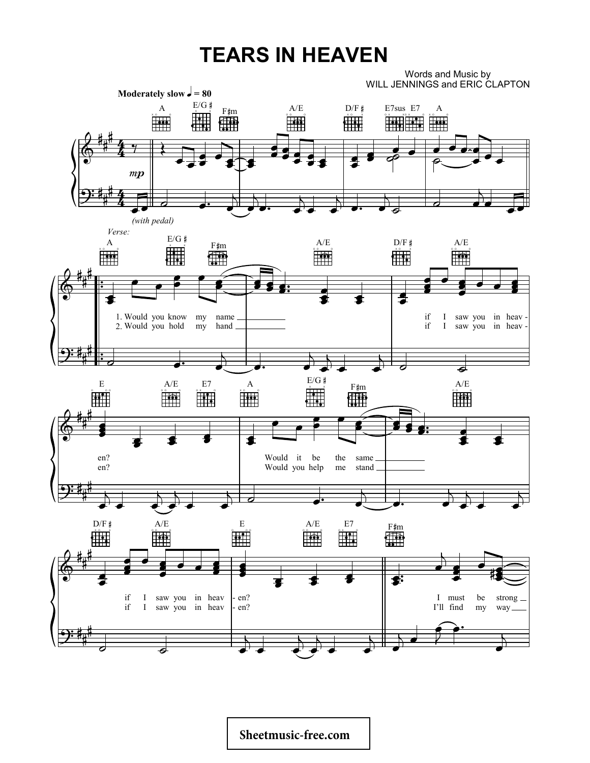# TEARS IN HEAVEN

Words and Music by
WILL JENNINGS and ERIC CLAPTON

**Moderately slow ♩ = 80**

A E/G♯ F♯m A/E D/F♯ E7sus E7 A

*mp*

*(with pedal)*

*Verse:*

A E/G♯ F♯m A/E D/F♯ A/E

1. Would you know my name ___ if I saw you in heav -
2. Would you hold my hand ___ if I saw you in heav -

E A/E E7 A E/G♯ F♯m A/E

en? Would it be the same ___
en? Would you help me stand ___

D/F♯ A/E E A/E E7 F♯m

if I saw you in heav - en? I must be strong ___
if I saw you in heav - en? I'll find my way ___

Sheetmusic-free.com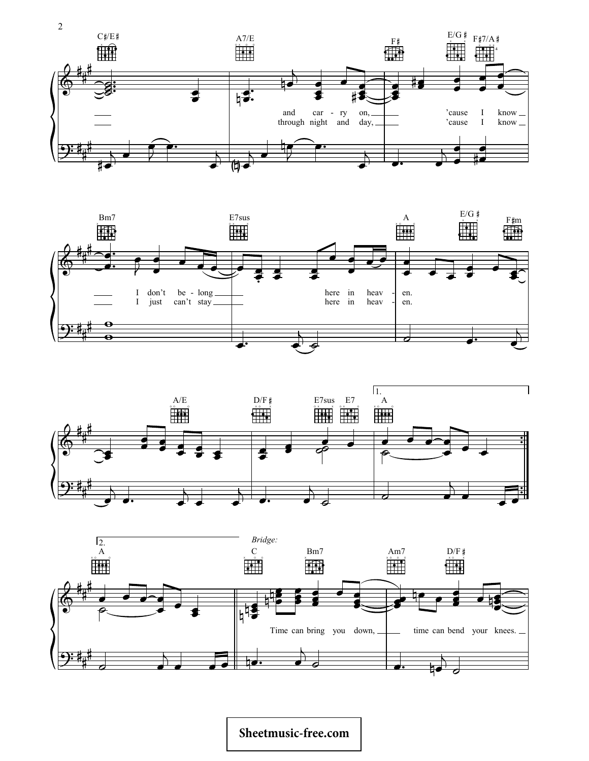C♯/E♯ A7/E F♯ E/G♯ F♯7/A♯

and car - ry on, 'cause I know
through night and day, 'cause I know

Bm7 E7sus A E/G♯ F♯m

I don't be - long here in heav - en.
I just can't stay here in heav - en.

A/E D/F♯ E7sus E7 1. A

2. A

*Bridge:*

C Bm7 Am7 D/F♯

Time can bring you down, time can bend your knees.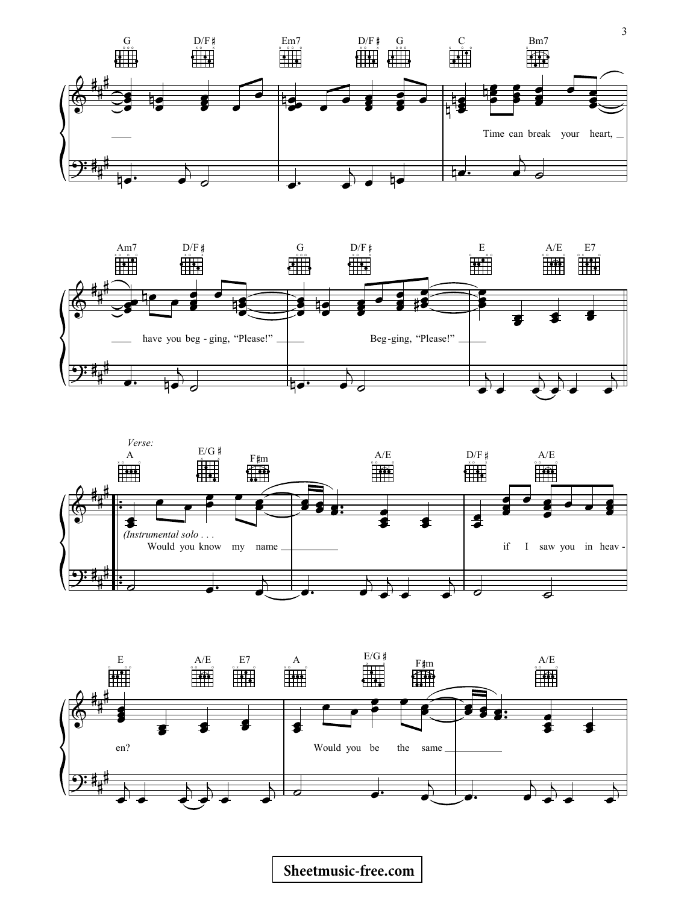G D/F♯ Em7 D/F♯ G C Bm7

Time can break your heart, \_\_

Am7 D/F♯ G D/F♯ E A/E E7

\_\_ have you beg - ging, "Please!" \_\_\_\_ Beg-ging, "Please!" \_\_\_\_

*Verse:*

A E/G♯ F♯m A/E D/F♯ A/E

*(Instrumental solo . . .*

Would you know my name \_\_\_\_\_\_\_\_\_\_ if I saw you in heav -

E A/E E7 A E/G♯ F♯m A/E

en? Would you be the same \_\_\_\_\_\_\_\_\_\_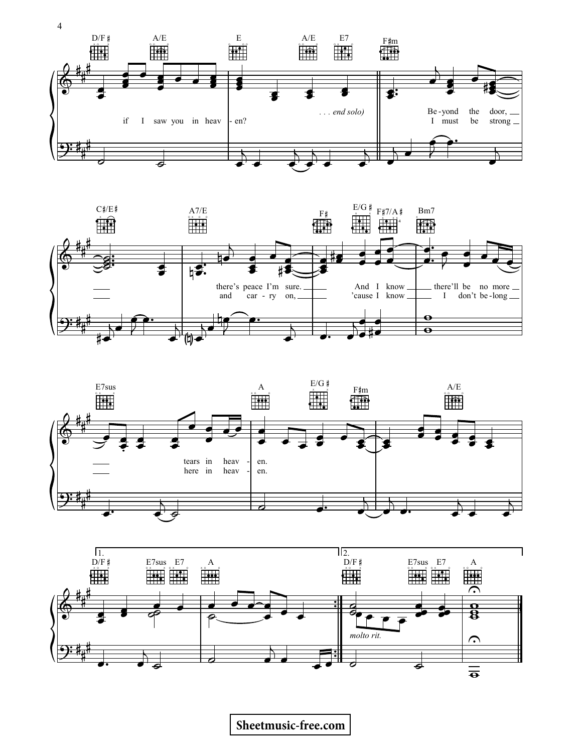D/F♯ A/E E A/E E7 F♯m

if I saw you in heav - en?

*. . . end solo)*

Be - yond the door,

I must be strong

C♯/E♯ A7/E F♯ E/G♯ F♯7/A♯ Bm7

there's peace I'm sure. And I know there'll be no more

and car - ry on, 'cause I know I don't be - long

E7sus A E/G♯ F♯m A/E

tears in heav - en.

here in heav - en.

1. D/F♯ E7sus E7 A

2. D/F♯ E7sus E7 A

*molto rit.*